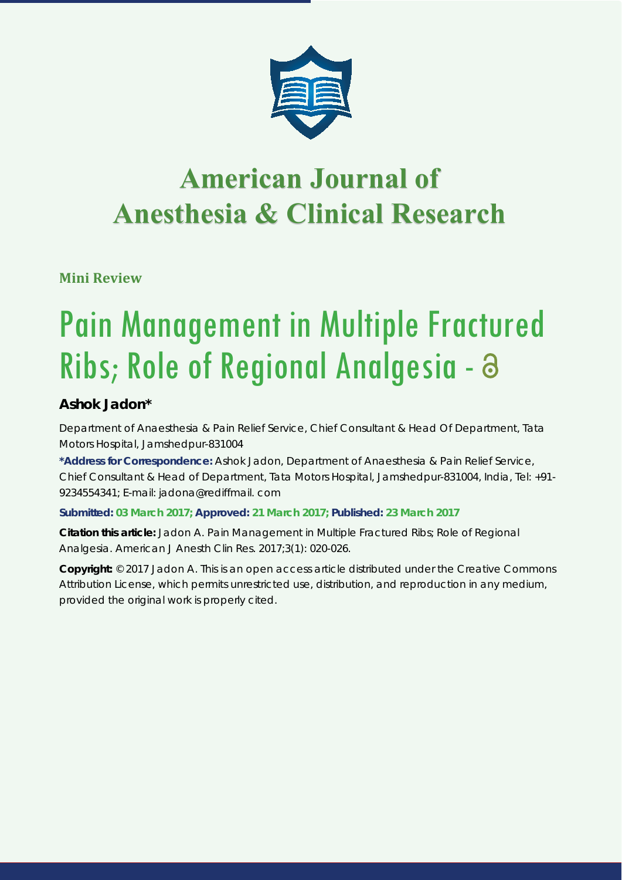# American Journal of Anesthesia & Clinical Research

**Mini Review**

# Pain Management in Multiple Fractured Ribs; Role of Regional Analgesia -

**Ashok Jadon***

Department of Anaesthesia & Pain Relief Service, Chief Consultant & Head Of Department, Tata Motors Hospital, Jamshedpur-831004

**\*Address for Correspondence:** Ashok Jadon, Department of Anaesthesia & Pain Relief Service, Chief Consultant & Head of Department, Tata Motors Hospital, Jamshedpur-831004, India, Tel: +91-9234554341; E-mail: jadona@rediffmail. com

**Submitted: 03 March 2017; Approved: 21 March 2017; Published: 23 March 2017**

**Citation this article:** Jadon A. Pain Management in Multiple Fractured Ribs; Role of Regional Analgesia. American J Anesth Clin Res. 2017;3(1): 020-026.

**Copyright:** © 2017 Jadon A. This is an open access article distributed under the Creative Commons Attribution License, which permits unrestricted use, distribution, and reproduction in any medium, provided the original work is properly cited.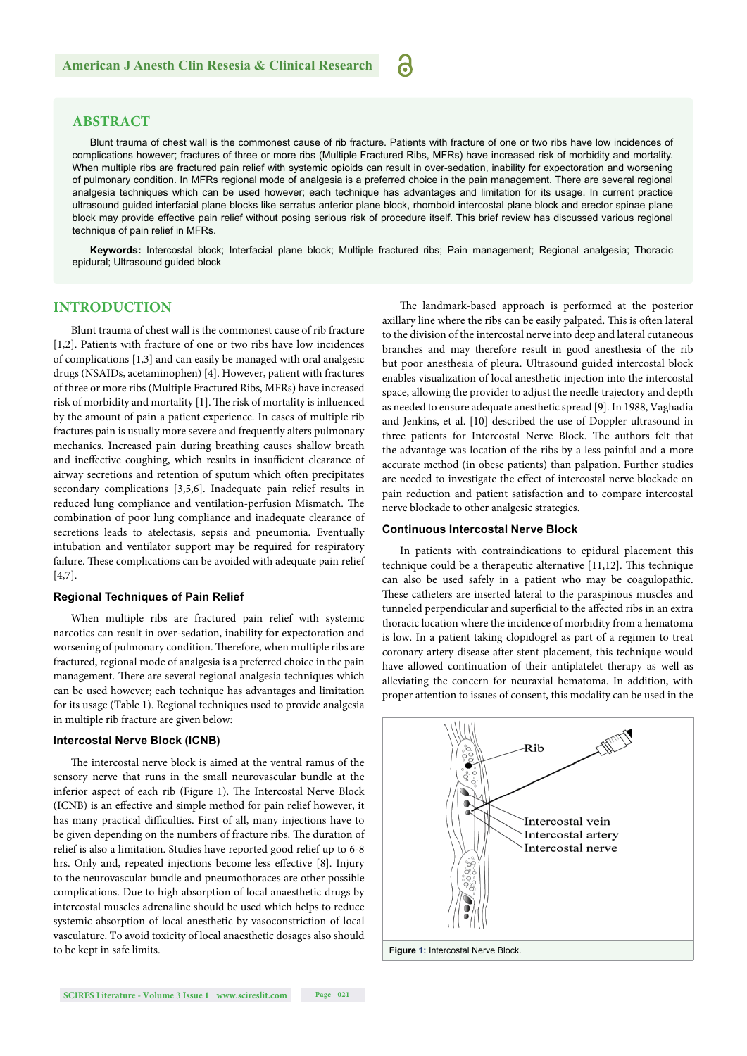## ABSTRACT

Blunt trauma of chest wall is the commonest cause of rib fracture. Patients with fracture of one or two ribs have low incidences of complications however; fractures of three or more ribs (Multiple Fractured Ribs, MFRs) have increased risk of morbidity and mortality. When multiple ribs are fractured pain relief with systemic opioids can result in over-sedation, inability for expectoration and worsening of pulmonary condition. In MFRs regional mode of analgesia is a preferred choice in the pain management. There are several regional analgesia techniques which can be used however; each technique has advantages and limitation for its usage. In current practice ultrasound guided interfacial plane blocks like serratus anterior plane block, rhomboid intercostal plane block and erector spinae plane block may provide effective pain relief without posing serious risk of procedure itself. This brief review has discussed various regional technique of pain relief in MFRs.

**Keywords:** Intercostal block; Interfacial plane block; Multiple fractured ribs; Pain management; Regional analgesia; Thoracic epidural; Ultrasound guided block

## INTRODUCTION

Blunt trauma of chest wall is the commonest cause of rib fracture [1,2]. Patients with fracture of one or two ribs have low incidences of complications [1,3] and can easily be managed with oral analgesic drugs (NSAIDs, acetaminophen) [4]. However, patient with fractures of three or more ribs (Multiple Fractured Ribs, MFRs) have increased risk of morbidity and mortality [1]. The risk of mortality is influenced by the amount of pain a patient experience. In cases of multiple rib fractures pain is usually more severe and frequently alters pulmonary mechanics. Increased pain during breathing causes shallow breath and ineffective coughing, which results in insufficient clearance of airway secretions and retention of sputum which often precipitates secondary complications [3,5,6]. Inadequate pain relief results in reduced lung compliance and ventilation-perfusion Mismatch. The combination of poor lung compliance and inadequate clearance of secretions leads to atelectasis, sepsis and pneumonia. Eventually intubation and ventilator support may be required for respiratory failure. These complications can be avoided with adequate pain relief [4,7].

### Regional Techniques of Pain Relief

When multiple ribs are fractured pain relief with systemic narcotics can result in over-sedation, inability for expectoration and worsening of pulmonary condition. Therefore, when multiple ribs are fractured, regional mode of analgesia is a preferred choice in the pain management. There are several regional analgesia techniques which can be used however; each technique has advantages and limitation for its usage (Table 1). Regional techniques used to provide analgesia in multiple rib fracture are given below:

### Intercostal Nerve Block (ICNB)

The intercostal nerve block is aimed at the ventral ramus of the sensory nerve that runs in the small neurovascular bundle at the inferior aspect of each rib (Figure 1). The Intercostal Nerve Block (ICNB) is an effective and simple method for pain relief however, it has many practical difficulties. First of all, many injections have to be given depending on the numbers of fracture ribs. The duration of relief is also a limitation. Studies have reported good relief up to 6-8 hrs. Only and, repeated injections become less effective [8]. Injury to the neurovascular bundle and pneumothoraces are other possible complications. Due to high absorption of local anaesthetic drugs by intercostal muscles adrenaline should be used which helps to reduce systemic absorption of local anesthetic by vasoconstriction of local vasculature. To avoid toxicity of local anaesthetic dosages also should to be kept in safe limits.

The landmark-based approach is performed at the posterior axillary line where the ribs can be easily palpated. This is often lateral to the division of the intercostal nerve into deep and lateral cutaneous branches and may therefore result in good anesthesia of the rib but poor anesthesia of pleura. Ultrasound guided intercostal block enables visualization of local anesthetic injection into the intercostal space, allowing the provider to adjust the needle trajectory and depth as needed to ensure adequate anesthetic spread [9]. In 1988, Vaghadia and Jenkins, et al. [10] described the use of Doppler ultrasound in three patients for Intercostal Nerve Block. The authors felt that the advantage was location of the ribs by a less painful and a more accurate method (in obese patients) than palpation. Further studies are needed to investigate the effect of intercostal nerve blockade on pain reduction and patient satisfaction and to compare intercostal nerve blockade to other analgesic strategies.

### Continuous Intercostal Nerve Block

In patients with contraindications to epidural placement this technique could be a therapeutic alternative [11,12]. This technique can also be used safely in a patient who may be coagulopathic. These catheters are inserted lateral to the paraspinous muscles and tunneled perpendicular and superficial to the affected ribs in an extra thoracic location where the incidence of morbidity from a hematoma is low. In a patient taking clopidogrel as part of a regimen to treat coronary artery disease after stent placement, this technique would have allowed continuation of their antiplatelet therapy as well as alleviating the concern for neuraxial hematoma. In addition, with proper attention to issues of consent, this modality can be used in the

Rib

Intercostal vein
Intercostal artery
Intercostal nerve

**Figure 1:** Intercostal Nerve Block.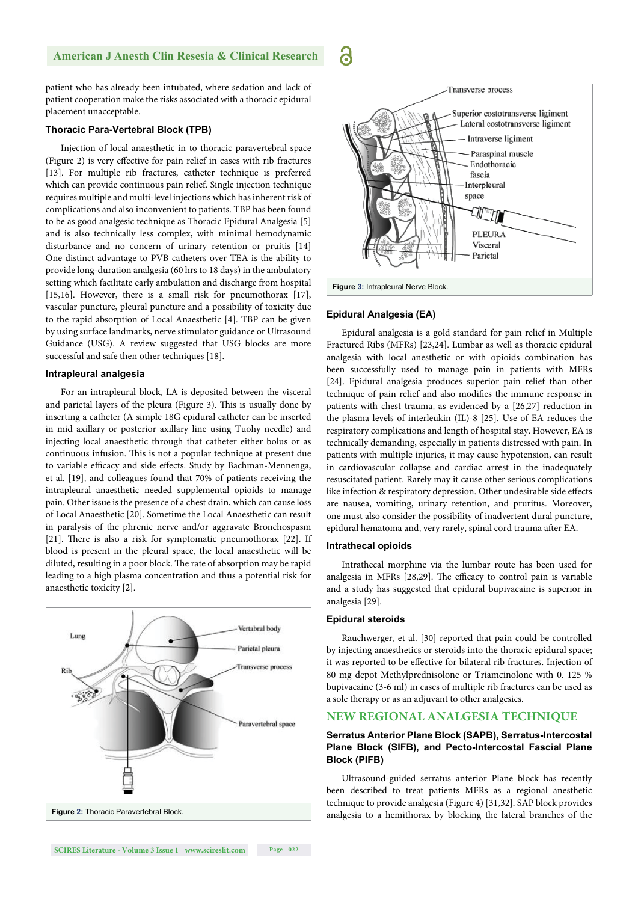patient who has already been intubated, where sedation and lack of patient cooperation make the risks associated with a thoracic epidural placement unacceptable.

### Thoracic Para-Vertebral Block (TPB)

Injection of local anaesthetic in to thoracic paravertebral space (Figure 2) is very effective for pain relief in cases with rib fractures [13]. For multiple rib fractures, catheter technique is preferred which can provide continuous pain relief. Single injection technique requires multiple and multi-level injections which has inherent risk of complications and also inconvenient to patients. TBP has been found to be as good analgesic technique as Thoracic Epidural Analgesia [5] and is also technically less complex, with minimal hemodynamic disturbance and no concern of urinary retention or pruitis [14] One distinct advantage to PVB catheters over TEA is the ability to provide long-duration analgesia (60 hrs to 18 days) in the ambulatory setting which facilitate early ambulation and discharge from hospital [15,16]. However, there is a small risk for pneumothorax [17], vascular puncture, pleural puncture and a possibility of toxicity due to the rapid absorption of Local Anaesthetic [4]. TBP can be given by using surface landmarks, nerve stimulator guidance or Ultrasound Guidance (USG). A review suggested that USG blocks are more successful and safe then other techniques [18].

### Intrapleural analgesia

For an intrapleural block, LA is deposited between the visceral and parietal layers of the pleura (Figure 3). This is usually done by inserting a catheter (A simple 18G epidural catheter can be inserted in mid axillary or posterior axillary line using Tuohy needle) and injecting local anaesthetic through that catheter either bolus or as continuous infusion. This is not a popular technique at present due to variable efficacy and side effects. Study by Bachman-Mennenga, et al. [19], and colleagues found that 70% of patients receiving the intrapleural anaesthetic needed supplemental opioids to manage pain. Other issue is the presence of a chest drain, which can cause loss of Local Anaesthetic [20]. Sometime the Local Anaesthetic can result in paralysis of the phrenic nerve and/or aggravate Bronchospasm [21]. There is also a risk for symptomatic pneumothorax [22]. If blood is present in the pleural space, the local anaesthetic will be diluted, resulting in a poor block. The rate of absorption may be rapid leading to a high plasma concentration and thus a potential risk for anaesthetic toxicity [2].

**Figure 2:** Thoracic Paravertebral Block.

**Figure 3:** Intrapleural Nerve Block.

### Epidural Analgesia (EA)

Epidural analgesia is a gold standard for pain relief in Multiple Fractured Ribs (MFRs) [23,24]. Lumbar as well as thoracic epidural analgesia with local anesthetic or with opioids combination has been successfully used to manage pain in patients with MFRs [24]. Epidural analgesia produces superior pain relief than other technique of pain relief and also modifies the immune response in patients with chest trauma, as evidenced by a [26,27] reduction in the plasma levels of interleukin (IL)-8 [25]. Use of EA reduces the respiratory complications and length of hospital stay. However, EA is technically demanding, especially in patients distressed with pain. In patients with multiple injuries, it may cause hypotension, can result in cardiovascular collapse and cardiac arrest in the inadequately resuscitated patient. Rarely may it cause other serious complications like infection & respiratory depression. Other undesirable side effects are nausea, vomiting, urinary retention, and pruritus. Moreover, one must also consider the possibility of inadvertent dural puncture, epidural hematoma and, very rarely, spinal cord trauma after EA.

### Intrathecal opioids

Intrathecal morphine via the lumbar route has been used for analgesia in MFRs [28,29]. The efficacy to control pain is variable and a study has suggested that epidural bupivacaine is superior in analgesia [29].

### Epidural steroids

Rauchwerger, et al. [30] reported that pain could be controlled by injecting anaesthetics or steroids into the thoracic epidural space; it was reported to be effective for bilateral rib fractures. Injection of 80 mg depot Methylprednisolone or Triamcinolone with 0. 125 % bupivacaine (3-6 ml) in cases of multiple rib fractures can be used as a sole therapy or as an adjuvant to other analgesics.

## NEW REGIONAL ANALGESIA TECHNIQUE

### Serratus Anterior Plane Block (SAPB), Serratus-Intercostal Plane Block (SIFB), and Pecto-Intercostal Fascial Plane Block (PIFB)

Ultrasound-guided serratus anterior Plane block has recently been described to treat patients MFRs as a regional anesthetic technique to provide analgesia (Figure 4) [31,32]. SAP block provides analgesia to a hemithorax by blocking the lateral branches of the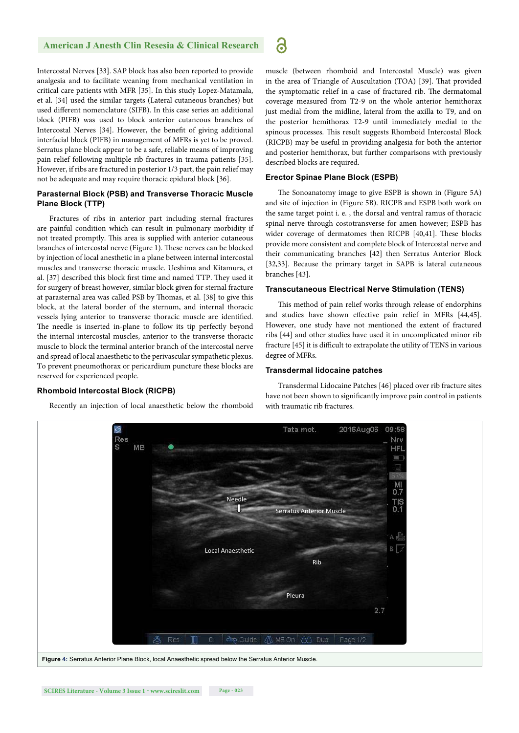Intercostal Nerves [33]. SAP block has also been reported to provide analgesia and to facilitate weaning from mechanical ventilation in critical care patients with MFR [35]. In this study Lopez-Matamala, et al. [34] used the similar targets (Lateral cutaneous branches) but used different nomenclature (SIFB). In this case series an additional block (PIFB) was used to block anterior cutaneous branches of Intercostal Nerves [34]. However, the benefit of giving additional interfacial block (PIFB) in management of MFRs is yet to be proved. Serratus plane block appear to be a safe, reliable means of improving pain relief following multiple rib fractures in trauma patients [35]. However, if ribs are fractured in posterior 1/3 part, the pain relief may not be adequate and may require thoracic epidural block [36].

### Parasternal Block (PSB) and Transverse Thoracic Muscle Plane Block (TTP)

Fractures of ribs in anterior part including sternal fractures are painful condition which can result in pulmonary morbidity if not treated promptly. This area is supplied with anterior cutaneous branches of intercostal nerve (Figure 1). These nerves can be blocked by injection of local anesthetic in a plane between internal intercostal muscles and transverse thoracic muscle. Ueshima and Kitamura, et al. [37] described this block first time and named TTP. They used it for surgery of breast however, similar block given for sternal fracture at parasternal area was called PSB by Thomas, et al. [38] to give this block, at the lateral border of the sternum, and internal thoracic vessels lying anterior to transverse thoracic muscle are identified. The needle is inserted in-plane to follow its tip perfectly beyond the internal intercostal muscles, anterior to the transverse thoracic muscle to block the terminal anterior branch of the intercostal nerve and spread of local anaesthetic to the perivascular sympathetic plexus. To prevent pneumothorax or pericardium puncture these blocks are reserved for experienced people.

### Rhomboid Intercostal Block (RICPB)

Recently an injection of local anaesthetic below the rhomboid muscle (between rhomboid and Intercostal Muscle) was given in the area of Triangle of Auscultation (TOA) [39]. That provided the symptomatic relief in a case of fractured rib. The dermatomal coverage measured from T2-9 on the whole anterior hemithorax just medial from the midline, lateral from the axilla to T9, and on the posterior hemithorax T2-9 until immediately medial to the spinous processes. This result suggests Rhomboid Intercostal Block (RICPB) may be useful in providing analgesia for both the anterior and posterior hemithorax, but further comparisons with previously described blocks are required.

### Erector Spinae Plane Block (ESPB)

The Sonoanatomy image to give ESPB is shown in (Figure 5A) and site of injection in (Figure 5B). RICPB and ESPB both work on the same target point i. e. , the dorsal and ventral ramus of thoracic spinal nerve through costotransverse for amen however; ESPB has wider coverage of dermatomes then RICPB [40,41]. These blocks provide more consistent and complete block of Intercostal nerve and their communicating branches [42] then Serratus Anterior Block [32,33]. Because the primary target in SAPB is lateral cutaneous branches [43].

### Transcutaneous Electrical Nerve Stimulation (TENS)

This method of pain relief works through release of endorphins and studies have shown effective pain relief in MFRs [44,45]. However, one study have not mentioned the extent of fractured ribs [44] and other studies have used it in uncomplicated minor rib fracture [45] it is difficult to extrapolate the utility of TENS in various degree of MFRs.

### Transdermal lidocaine patches

Transdermal Lidocaine Patches [46] placed over rib fracture sites have not been shown to significantly improve pain control in patients with traumatic rib fractures.

**Figure 4:** Serratus Anterior Plane Block, local Anaesthetic spread below the Serratus Anterior Muscle.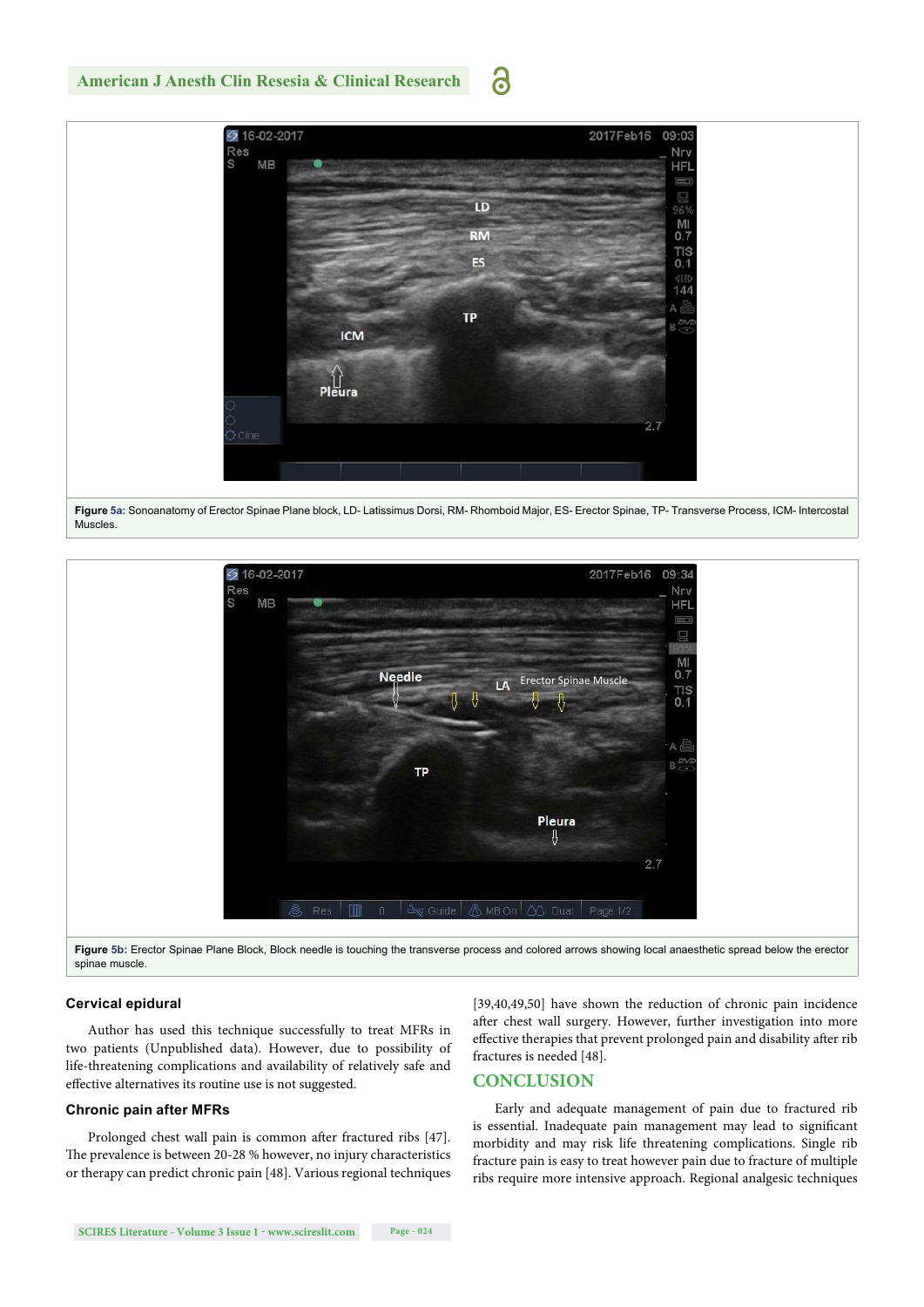Figure 5a: Sonoanatomy of Erector Spinae Plane block, LD- Latissimus Dorsi, RM- Rhomboid Major, ES- Erector Spinae, TP- Transverse Process, ICM- Intercostal Muscles.

Figure 5b: Erector Spinae Plane Block, Block needle is touching the transverse process and colored arrows showing local anaesthetic spread below the erector spinae muscle.

### Cervical epidural

Author has used this technique successfully to treat MFRs in two patients (Unpublished data). However, due to possibility of life-threatening complications and availability of relatively safe and effective alternatives its routine use is not suggested.

### Chronic pain after MFRs

Prolonged chest wall pain is common after fractured ribs [47]. The prevalence is between 20-28 % however, no injury characteristics or therapy can predict chronic pain [48]. Various regional techniques [39,40,49,50] have shown the reduction of chronic pain incidence after chest wall surgery. However, further investigation into more effective therapies that prevent prolonged pain and disability after rib fractures is needed [48].

## CONCLUSION

Early and adequate management of pain due to fractured rib is essential. Inadequate pain management may lead to significant morbidity and may risk life threatening complications. Single rib fracture pain is easy to treat however pain due to fracture of multiple ribs require more intensive approach. Regional analgesic techniques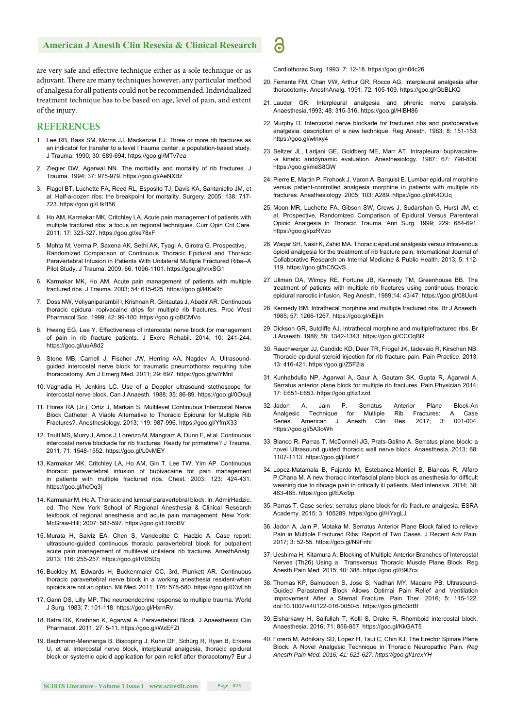are very safe and effective technique either as a sole technique or as adjuvant. There are many techniques however, any particular method of analgesia for all patients could not be recommended. Individualized treatment technique has to be based on age, level of pain, and extent of the injury.

## REFERENCES

1. Lee RB, Bass SM, Morris JJ, Mackenzie EJ. Three or more rib fractures as an indicator for transfer to a level I trauma center: a population-based study. J Trauma. 1990; 30: 689-694. https://goo.gl/MTv7ea
2. Ziegler DW, Agarwal NN. The morbidity and mortality of rib fractures. J Trauma. 1994; 37: 975-979. https://goo.gl/AeNXBz
3. Flagel BT, Luchette FA, Reed RL, Esposito TJ, Davis KA, Santaniello JM, et al. Half-a-dozen ribs: the breakpoint for mortality. Surgery. 2005; 138: 717-723. https://goo.gl/LtkB56
4. Ho AM, Karmakar MK, Critchley LA. Acute pain management of patients with multiple fractured ribs: a focus on regional techniques. Curr Opin Crit Care. 2011; 17: 323-327. https://goo.gl/xe78xF
5. Mohta M, Verma P, Saxena AK, Sethi AK, Tyagi A, Girotra G. Prospective, Randomized Comparison of Continuous Thoracic Epidural and Thoracic Paravertebral Infusion in Patients With Unilateral Multiple Fractured Ribs--A Pilot Study. J Trauma. 2009; 66: 1096-1101. https://goo.gl/vkxSG1
6. Karmakar MK, Ho AM. Acute pain management of patients with multiple fractured ribs. J Trauma. 2003; 54: 615-625. https://goo.gl/l4KaRn
7. Doss NW, Veliyaniparambil I, Krishnan R, Gintautas J, Abadir AR. Continuous thoracic epidural ropivacaine drips for multiple rib fractures. Proc West Pharmacol Soc. 1999; 42: 99-100. https://goo.gl/pBCMVo
8. Hwang EG, Lee Y. Effectiveness of intercostal nerve block for management of pain in rib fracture patients. J Exerc Rehabil. 2014; 10: 241-244. https://goo.gl/uuA8d2
9. Stone MB, Carnell J, Fischer JW, Herring AA, Nagdev A. Ultrasound-guided intercostal nerve block for traumatic pneumothorax requiring tube thoracostomy. Am J Emerg Med. 2011; 29: 697. https://goo.gl/wlYMnI
10. Vaghadia H, Jenkins LC. Use of a Doppler ultrasound stethoscope for intercostal nerve block. Can J Anaesth. 1988; 35: 86-89. https://goo.gl/0OsujI
11. Flores RA (Jr.), Ortiz J, Markan S. Multilevel Continuous Intercostal Nerve Block Catheter: A Viable Alternative to Thoracic Epidural for Multiple Rib Fractures?. Anesthesiology. 2013; 119: 987-996. https://goo.gl/YfmX33
12. Truitt MS, Murry J, Amos J, Lorenzo M, Mangram A, Dunn E, et al. Continuous intercostal nerve blockade for rib fractures: Ready for primetime? J Trauma. 2011; 71: 1548-1552. https://goo.gl/L0vMEY
13. Karmakar MK, Critchley LA, Ho AM, Gin T, Lee TW, Yim AP. Continuous thoracic paravertebral infusion of bupivacaine for pain management in patients with multiple fractured ribs. Chest. 2003; 123: 424-431. https://goo.gl/hcOq3j
14. Karmakar M, Ho A. Thoracic and lumbar paravertebral block. In: AdmirHadzic. ed. The New York School of Regional Anesthesia & Clinical Research textbook of regional anesthesia and acute pain management. New York: McGraw-Hill; 2007: 583-597. https://goo.gl/ERnpBV
15. Murata H, Salviz EA, Chen S, Vandepitte C, Hadzic A. Case report: ultrasound-guided continuous thoracic paravertebral block for outpatient acute pain management of multilevel unilateral rib fractures. AnesthAnalg. 2013; 116: 255-257. https://goo.gl/tVD5Dq
16. Buckley M, Edwards H, Buckenmaier CC, 3rd, Plunkett AR. Continuous thoracic paravertebral nerve block in a working anesthesia resident-when opioids are not an option. Mil Med. 2011; 176: 578-580. https://goo.gl/D3vLhh
17. Gann DS, Lilly MP. The neuroendocrine response to multiple trauma. World J Surg. 1983; 7: 101-118. https://goo.gl/HxrnRv
18. Batra RK, Krishnan K, Agarwal A. Paravertebral Block. J Anaesthesiol Clin Pharmacol. 2011; 27: 5-11. https://goo.gl/WzEFZl
19. Bachmann-Mennenga B, Biscoping J, Kuhn DF, Schürg R, Ryan B, Erkens U, et al. Intercostal nerve block, interpleural analgesia, thoracic epidural block or systemic opioid application for pain relief after thoracotomy? Eur J Cardiothorac Surg. 1993; 7: 12-18. https://goo.gl/n04c26
20. Ferrante FM, Chan VW, Arthur GR, Rocco AG. Interpleural analgesia after thoracotomy. AnesthAnalg. 1991; 72: 105-109. https://goo.gl/GbBLKQ
21. Lauder GR. Interpleural analgesia and phrenic nerve paralysis. Anaesthesia.1993; 48: 315-316. https://goo.gl/HiBH86
22. Murphy D. Intercostal nerve blockade for fractured ribs and postoperative analgesia: description of a new technique. Reg Anesth. 1983; 8: 151-153. https://goo.gl/wlnxy4
23. Seltzer JL, Larijani GE, Goldberg ME, Marr AT. Intrapleural bupivacaine--a kinetic anddynamic evaluation. Anesthesiology. 1987; 67: 798-800. https://goo.gl/meS8GW
24. Pierre E, Martin P, Frohock J, Varon A, Barquist E. Lumbar epidural morphine versus patient-controlled analgesia morphine in patients with multiple rib fractures. Anesthesiology. 2005; 103: A289. https://goo.gl/nK4OUq
25. Moon MR, Luchette FA, Gibson SW, Crews J, Sudarshan G, Hurst JM, et al. Prospective, Randomized Comparison of Epidural Versus Parenteral Opioid Analgesia in Thoracic Trauma. Ann Surg. 1999; 229: 684-691. https://goo.gl/pzRVzo
26. Waqar SH, Nasir K, Zahid MA. Thoracic epidural analgesia versus intravenous opioid analgesia for the treatment of rib fracture pain. International Journal of Collaborative Research on Internal Medicine & Public Health. 2013; 5: 112-119. https://goo.gl/hC5QvS
27. Ullman DA, Wimpy RE, Fortune JB, Kennedy TM, Greenhouse BB. The treatment of patients with multiple rib fractures using continuous thoracic epidural narcotic infusion. Reg Anesth. 1989;14: 43-47. https://goo.gl/08Uur4
28. Kennedy BM. Intrathecal morphine and multiple fractured ribs. Br J Anaesth. 1985; 57: 1266-1267. https://goo.gl/xEjiln
29. Dickson GR, Sutcliffe AJ. Intrathecal morphine and multiplefractured ribs. Br J Anaesth. 1986; 58: 1342-1343. https://goo.gl/CCOqBR
30. Rauchwerger JJ, Candido KD, Deer TR, Frogel JK, Iadevaio R, Kirschen NB. Thoracic epidural steroid injection for rib fracture pain. Pain Practice. 2013; 13: 416-421. https://goo.gl/Z5F2ia
31. Kunhabdulla NP, Agarwal A, Gaur A, Gautam SK, Gupta R, Agarwal A. Serratus anterior plane block for multiple rib fractures. Pain Physician 2014; 17: E651-E653. https://goo.gl/iz1zzd
32. Jadon A, Jain P. Serratus Anterior Plane Block-An Analgesic Technique for Multiple Rib Fractures: A Case Series. American J Anesth Clin Res. 2017; 3: 001-004. https://goo.gl/5A3oWh
33. Blanco R, Parras T, McDonnell JG, Prats-Galino A. Serratus plane block: a novel Ultrasound guided thoracic wall nerve block. Anaesthesia. 2013; 68: 1107-1113. https://goo.gl/jRst67
34. Lopez-Matamala B, Fajardo M, Estebanez-Montiel B, Blancas R, Alfaro P,Chana M. A new thoracic interfascial plane block as anesthesia for difficult weaning due to ribcage pain in critically ill patients. Med Intensiva. 2014; 38: 463-465. https://goo.gl/EAxi9p
35. Parras T. Case series: serratus plane block for rib fracture analgesia. ESRA Academy. 2015; 3: 105289. https://goo.gl/HYxgLJ
36. Jadon A, Jain P, Motaka M. Serratus Anterior Plane Block failed to relieve Pain in Multiple Fractured Ribs: Report of Two Cases. J Recent Adv Pain. 2017; 3: 52-55. https://goo.gl/N9FnhI
37. Ueshima H, Kitamura A. Blocking of Multiple Anterior Branches of Intercostal Nerves (Th26) Using a Transversus Thoracic Muscle Plane Block. Reg Anesth Pain Med. 2015; 40: 388. https://goo.gl/H9l7cx
38. Thomas KP, Sainudeen S, Jose S, Nadhari MY, Macaire PB. Ultrasound-Guided Parasternal Block Allows Optimal Pain Relief and Ventilation Improvement After a Sternal Fracture. Pain Ther. 2016; 5: 115-122. doi:10.1007/s40122-016-0050-5. https://goo.gl/5o3dBf
39. Elsharkawy H, Saifullah T, Kolli S, Drake R. Rhomboid intercostal block. Anaesthesia. 2016; 71: 856-857. https://goo.gl/KkGAT5
40. Forero M, Adhikary SD, Lopez H, Tsui C, Chin KJ. The Erector Spinae Plane Block: A Novel Analgesic Technique in Thoracic Neuropathic Pain. *Reg Anesth Pain Med. 2016; 41: 621-627. https://goo.gl/1rexYH*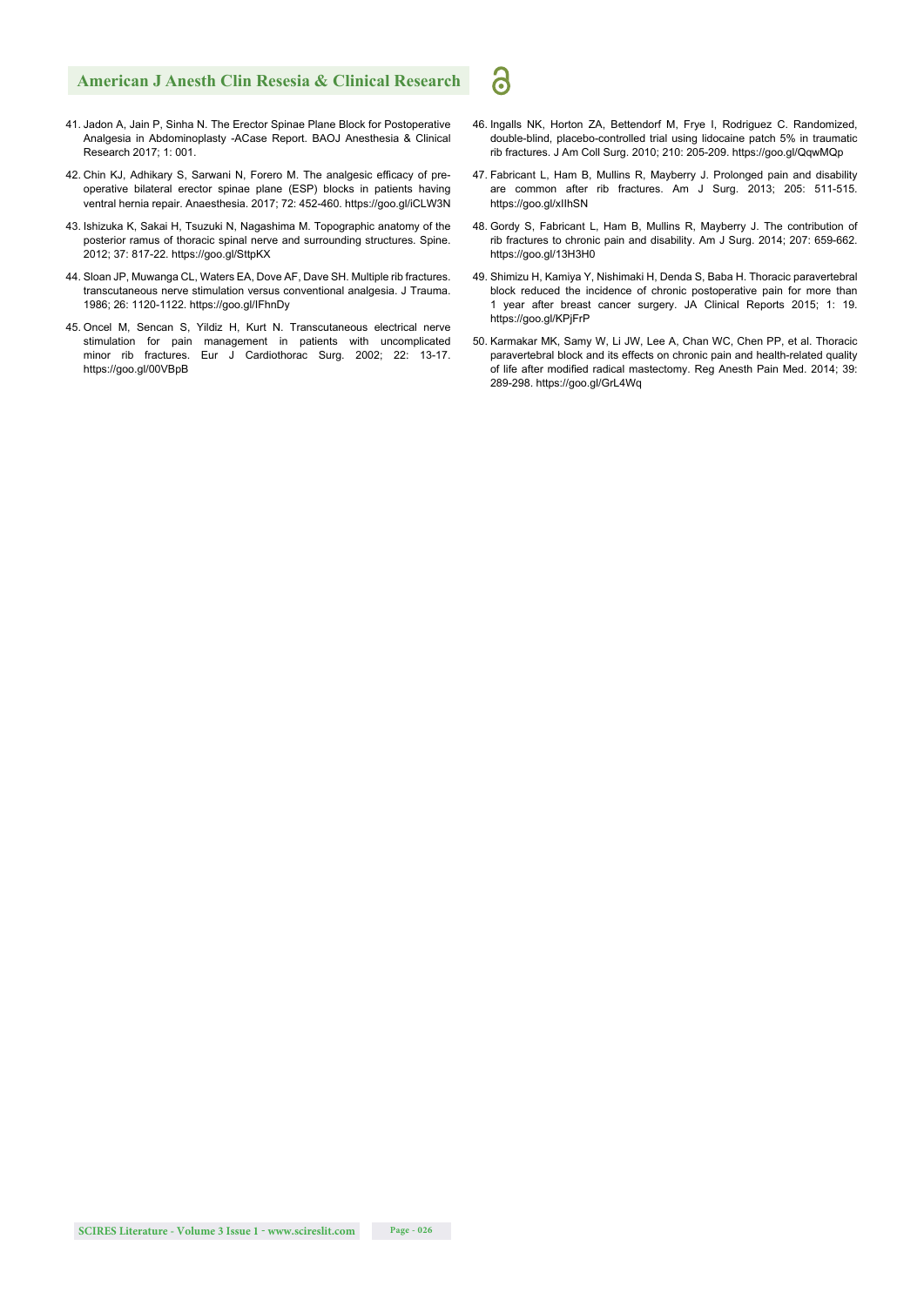41. Jadon A, Jain P, Sinha N. The Erector Spinae Plane Block for Postoperative Analgesia in Abdominoplasty -ACase Report. BAOJ Anesthesia & Clinical Research 2017; 1: 001.

42. Chin KJ, Adhikary S, Sarwani N, Forero M. The analgesic efficacy of pre-operative bilateral erector spinae plane (ESP) blocks in patients having ventral hernia repair. Anaesthesia. 2017; 72: 452-460. https://goo.gl/iCLW3N

43. Ishizuka K, Sakai H, Tsuzuki N, Nagashima M. Topographic anatomy of the posterior ramus of thoracic spinal nerve and surrounding structures. Spine. 2012; 37: 817-22. https://goo.gl/SttpKX

44. Sloan JP, Muwanga CL, Waters EA, Dove AF, Dave SH. Multiple rib fractures. transcutaneous nerve stimulation versus conventional analgesia. J Trauma. 1986; 26: 1120-1122. https://goo.gl/IFhnDy

45. Oncel M, Sencan S, Yildiz H, Kurt N. Transcutaneous electrical nerve stimulation for pain management in patients with uncomplicated minor rib fractures. Eur J Cardiothorac Surg. 2002; 22: 13-17. https://goo.gl/00VBpB

46. Ingalls NK, Horton ZA, Bettendorf M, Frye I, Rodriguez C. Randomized, double-blind, placebo-controlled trial using lidocaine patch 5% in traumatic rib fractures. J Am Coll Surg. 2010; 210: 205-209. https://goo.gl/QqwMQp

47. Fabricant L, Ham B, Mullins R, Mayberry J. Prolonged pain and disability are common after rib fractures. Am J Surg. 2013; 205: 511-515. https://goo.gl/xIIhSN

48. Gordy S, Fabricant L, Ham B, Mullins R, Mayberry J. The contribution of rib fractures to chronic pain and disability. Am J Surg. 2014; 207: 659-662. https://goo.gl/13H3H0

49. Shimizu H, Kamiya Y, Nishimaki H, Denda S, Baba H. Thoracic paravertebral block reduced the incidence of chronic postoperative pain for more than 1 year after breast cancer surgery. JA Clinical Reports 2015; 1: 19. https://goo.gl/KPjFrP

50. Karmakar MK, Samy W, Li JW, Lee A, Chan WC, Chen PP, et al. Thoracic paravertebral block and its effects on chronic pain and health-related quality of life after modified radical mastectomy. Reg Anesth Pain Med. 2014; 39: 289-298. https://goo.gl/GrL4Wq